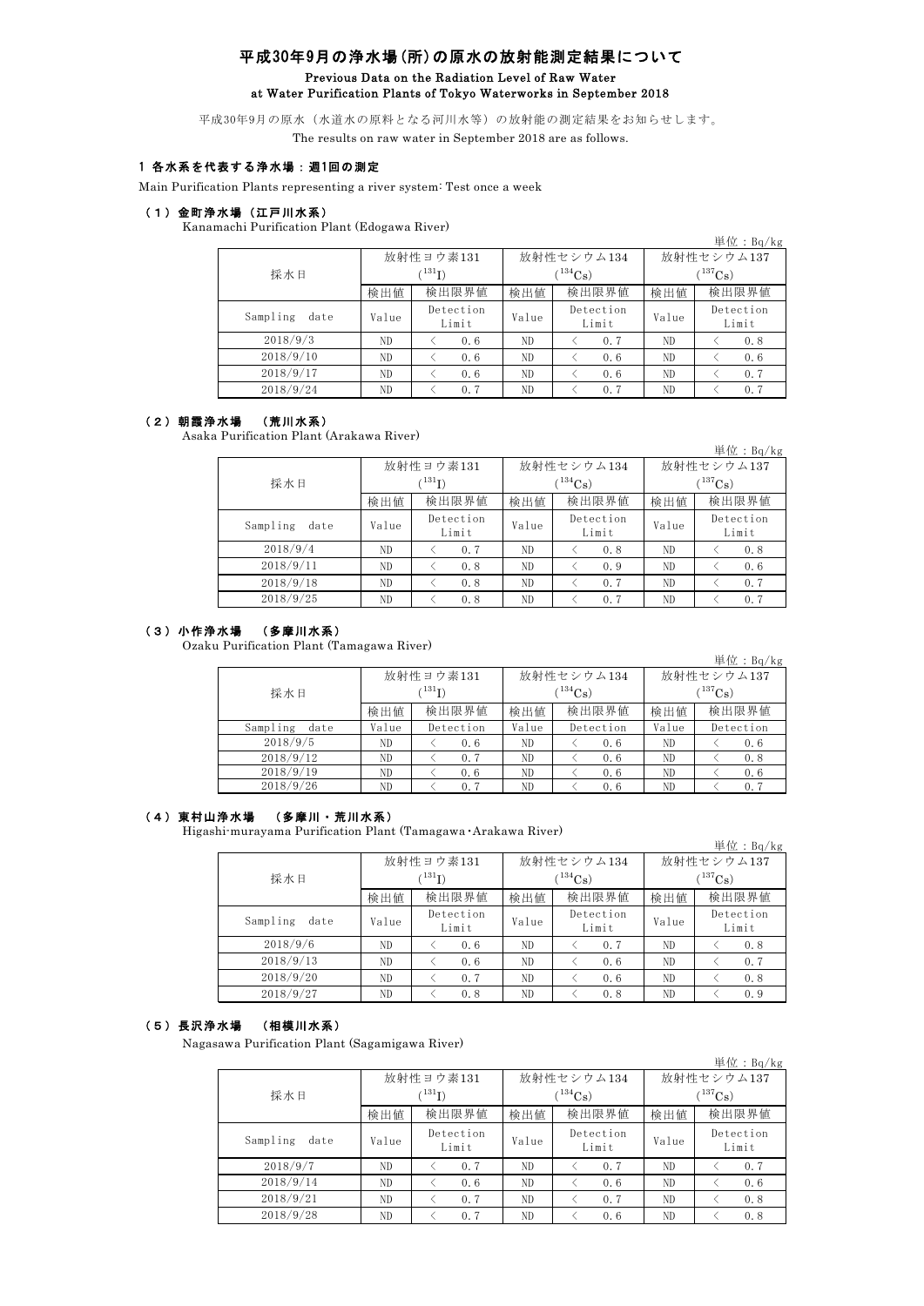# 平成30年9月の浄水場(所)の原水の放射能測定結果について

## Previous Data on the Radiation Level of Raw Water at Water Purification Plants of Tokyo Waterworks in September 2018

平成30年9月の原水（水道水の原料となる河川水等）の放射能の測定結果をお知らせします。

The results on raw water in September 2018 are as follows.

### 1 各水系を代表する浄水場：週1回の測定

Main Purification Plants representing a river system: Test once a week

#### （1）金町浄水場（江戸川水系）

Kanamachi Purification Plant (Edogawa River)

単位：Bq/kg

| 採水日 | 放射性ヨウ素131 ($^{131}$I) | | 放射性セシウム134 ($^{134}$Cs) | | 放射性セシウム137 ($^{137}$Cs) | |
|---|---|---|---|---|---|---|
| | 検出値 | 検出限界値 | 検出値 | 検出限界値 | 検出値 | 検出限界値 |
| Sampling date | Value | Detection Limit | Value | Detection Limit | Value | Detection Limit |
| 2018/9/3 | ND | ＜ 0.6 | ND | ＜ 0.7 | ND | ＜ 0.8 |
| 2018/9/10 | ND | ＜ 0.6 | ND | ＜ 0.6 | ND | ＜ 0.6 |
| 2018/9/17 | ND | ＜ 0.6 | ND | ＜ 0.6 | ND | ＜ 0.7 |
| 2018/9/24 | ND | ＜ 0.7 | ND | ＜ 0.7 | ND | ＜ 0.7 |

#### （2）朝霞浄水場　（荒川水系）

Asaka Purification Plant (Arakawa River)

単位：Bq/kg

| 採水日 | 放射性ヨウ素131 ($^{131}$I) | | 放射性セシウム134 ($^{134}$Cs) | | 放射性セシウム137 ($^{137}$Cs) | |
|---|---|---|---|---|---|---|
| | 検出値 | 検出限界値 | 検出値 | 検出限界値 | 検出値 | 検出限界値 |
| Sampling date | Value | Detection Limit | Value | Detection Limit | Value | Detection Limit |
| 2018/9/4 | ND | ＜ 0.7 | ND | ＜ 0.8 | ND | ＜ 0.8 |
| 2018/9/11 | ND | ＜ 0.8 | ND | ＜ 0.9 | ND | ＜ 0.6 |
| 2018/9/18 | ND | ＜ 0.8 | ND | ＜ 0.7 | ND | ＜ 0.7 |
| 2018/9/25 | ND | ＜ 0.8 | ND | ＜ 0.7 | ND | ＜ 0.7 |

#### （3）小作浄水場　（多摩川水系）

Ozaku Purification Plant (Tamagawa River)

単位：Bq/kg

| 採水日 | 放射性ヨウ素131 ($^{131}$I) | | 放射性セシウム134 ($^{134}$Cs) | | 放射性セシウム137 ($^{137}$Cs) | |
|---|---|---|---|---|---|---|
| | 検出値 | 検出限界値 | 検出値 | 検出限界値 | 検出値 | 検出限界値 |
| Sampling date | Value | Detection | Value | Detection | Value | Detection |
| 2018/9/5 | ND | ＜ 0.6 | ND | ＜ 0.6 | ND | ＜ 0.6 |
| 2018/9/12 | ND | ＜ 0.7 | ND | ＜ 0.6 | ND | ＜ 0.8 |
| 2018/9/19 | ND | ＜ 0.6 | ND | ＜ 0.6 | ND | ＜ 0.6 |
| 2018/9/26 | ND | ＜ 0.7 | ND | ＜ 0.6 | ND | ＜ 0.7 |

#### （4）東村山浄水場　（多摩川・荒川水系）

Higashi-murayama Purification Plant (Tamagawa･Arakawa River)

単位：Bq/kg

| 採水日 | 放射性ヨウ素131 ($^{131}$I) | | 放射性セシウム134 ($^{134}$Cs) | | 放射性セシウム137 ($^{137}$Cs) | |
|---|---|---|---|---|---|---|
| | 検出値 | 検出限界値 | 検出値 | 検出限界値 | 検出値 | 検出限界値 |
| Sampling date | Value | Detection Limit | Value | Detection Limit | Value | Detection Limit |
| 2018/9/6 | ND | ＜ 0.6 | ND | ＜ 0.7 | ND | ＜ 0.8 |
| 2018/9/13 | ND | ＜ 0.6 | ND | ＜ 0.6 | ND | ＜ 0.7 |
| 2018/9/20 | ND | ＜ 0.7 | ND | ＜ 0.6 | ND | ＜ 0.8 |
| 2018/9/27 | ND | ＜ 0.8 | ND | ＜ 0.8 | ND | ＜ 0.9 |

#### （5）長沢浄水場　（相模川水系）

Nagasawa Purification Plant (Sagamigawa River)

単位：Bq/kg

| 採水日 | 放射性ヨウ素131 ($^{131}$I) | | 放射性セシウム134 ($^{134}$Cs) | | 放射性セシウム137 ($^{137}$Cs) | |
|---|---|---|---|---|---|---|
| | 検出値 | 検出限界値 | 検出値 | 検出限界値 | 検出値 | 検出限界値 |
| Sampling date | Value | Detection Limit | Value | Detection Limit | Value | Detection Limit |
| 2018/9/7 | ND | ＜ 0.7 | ND | ＜ 0.7 | ND | ＜ 0.7 |
| 2018/9/14 | ND | ＜ 0.6 | ND | ＜ 0.6 | ND | ＜ 0.6 |
| 2018/9/21 | ND | ＜ 0.7 | ND | ＜ 0.7 | ND | ＜ 0.8 |
| 2018/9/28 | ND | ＜ 0.7 | ND | ＜ 0.6 | ND | ＜ 0.8 |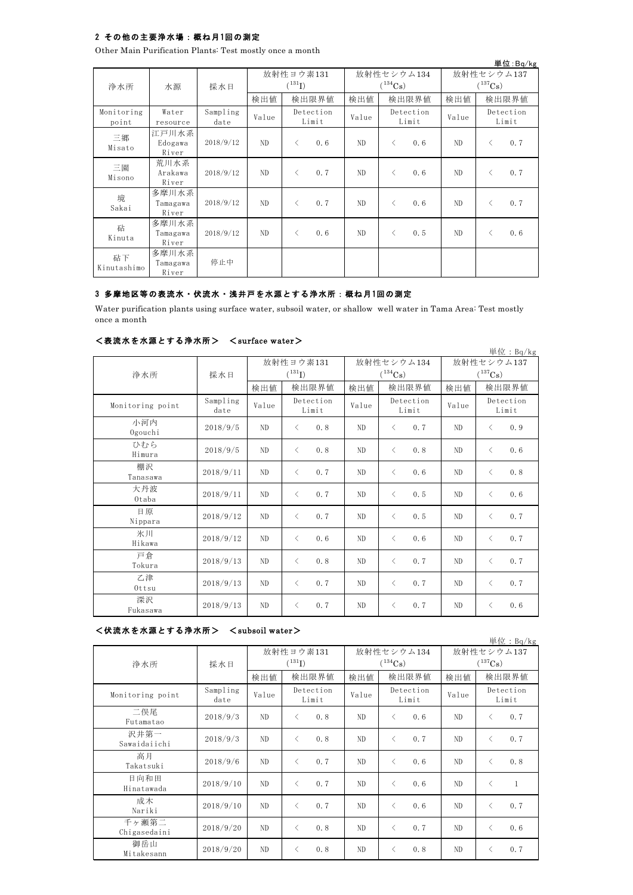## 2 その他の主要浄水場：概ね月1回の測定

Other Main Purification Plants: Test mostly once a month

単位：Bq/kg

| 浄水所 | 水源 | 採水日 | 放射性ヨウ素131 ($^{131}$I) | | 放射性セシウム134 ($^{134}$Cs) | | 放射性セシウム137 ($^{137}$Cs) | |
|---|---|---|---|---|---|---|---|---|
| | | | 検出値 | 検出限界値 | 検出値 | 検出限界値 | 検出値 | 検出限界値 |
| Monitoring point | Water resource | Sampling date | Value | Detection Limit | Value | Detection Limit | Value | Detection Limit |
| 三郷 Misato | 江戸川水系 Edogawa River | 2018/9/12 | ND | < 0.6 | ND | < 0.6 | ND | < 0.7 |
| 三園 Misono | 荒川水系 Arakawa River | 2018/9/12 | ND | < 0.7 | ND | < 0.6 | ND | < 0.7 |
| 境 Sakai | 多摩川水系 Tamagawa River | 2018/9/12 | ND | < 0.7 | ND | < 0.6 | ND | < 0.7 |
| 砧 Kinuta | 多摩川水系 Tamagawa River | 2018/9/12 | ND | < 0.6 | ND | < 0.5 | ND | < 0.6 |
| 砧下 Kinutashimo | 多摩川水系 Tamagawa River | 停止中 | | | | | | |

## 3 多摩地区等の表流水・伏流水・浅井戸を水源とする浄水所：概ね月1回の測定

Water purification plants using surface water, subsoil water, or shallow well water in Tama Area: Test mostly once a month

### ＜表流水を水源とする浄水所＞ ＜surface water＞

単位：Bq/kg

| 浄水所 | 採水日 | 放射性ヨウ素131 ($^{131}$I) | | 放射性セシウム134 ($^{134}$Cs) | | 放射性セシウム137 ($^{137}$Cs) | |
|---|---|---|---|---|---|---|---|
| | | 検出値 | 検出限界値 | 検出値 | 検出限界値 | 検出値 | 検出限界値 |
| Monitoring point | Sampling date | Value | Detection Limit | Value | Detection Limit | Value | Detection Limit |
| 小河内 Ogouchi | 2018/9/5 | ND | < 0.8 | ND | < 0.7 | ND | < 0.9 |
| ひむら Himura | 2018/9/5 | ND | < 0.8 | ND | < 0.8 | ND | < 0.6 |
| 棚沢 Tanasawa | 2018/9/11 | ND | < 0.7 | ND | < 0.6 | ND | < 0.8 |
| 大丹波 Otaba | 2018/9/11 | ND | < 0.7 | ND | < 0.5 | ND | < 0.6 |
| 日原 Nippara | 2018/9/12 | ND | < 0.7 | ND | < 0.5 | ND | < 0.7 |
| 氷川 Hikawa | 2018/9/12 | ND | < 0.6 | ND | < 0.6 | ND | < 0.7 |
| 戸倉 Tokura | 2018/9/13 | ND | < 0.8 | ND | < 0.7 | ND | < 0.7 |
| 乙津 Ottsu | 2018/9/13 | ND | < 0.7 | ND | < 0.7 | ND | < 0.7 |
| 深沢 Fukasawa | 2018/9/13 | ND | < 0.7 | ND | < 0.7 | ND | < 0.6 |

### ＜伏流水を水源とする浄水所＞ ＜subsoil water＞

単位：Bq/kg

| 浄水所 | 採水日 | 放射性ヨウ素131 ($^{131}$I) | | 放射性セシウム134 ($^{134}$Cs) | | 放射性セシウム137 ($^{137}$Cs) | |
|---|---|---|---|---|---|---|---|
| | | 検出値 | 検出限界値 | 検出値 | 検出限界値 | 検出値 | 検出限界値 |
| Monitoring point | Sampling date | Value | Detection Limit | Value | Detection Limit | Value | Detection Limit |
| 二俣尾 Futamatao | 2018/9/3 | ND | < 0.8 | ND | < 0.6 | ND | < 0.7 |
| 沢井第一 Sawaidaiichi | 2018/9/3 | ND | < 0.8 | ND | < 0.7 | ND | < 0.7 |
| 高月 Takatsuki | 2018/9/6 | ND | < 0.7 | ND | < 0.6 | ND | < 0.8 |
| 日向和田 Hinatawada | 2018/9/10 | ND | < 0.7 | ND | < 0.6 | ND | < 1 |
| 成木 Nariki | 2018/9/10 | ND | < 0.7 | ND | < 0.6 | ND | < 0.7 |
| 千ヶ瀬第二 Chigasedaini | 2018/9/20 | ND | < 0.8 | ND | < 0.7 | ND | < 0.6 |
| 御岳山 Mitakesann | 2018/9/20 | ND | < 0.8 | ND | < 0.8 | ND | < 0.7 |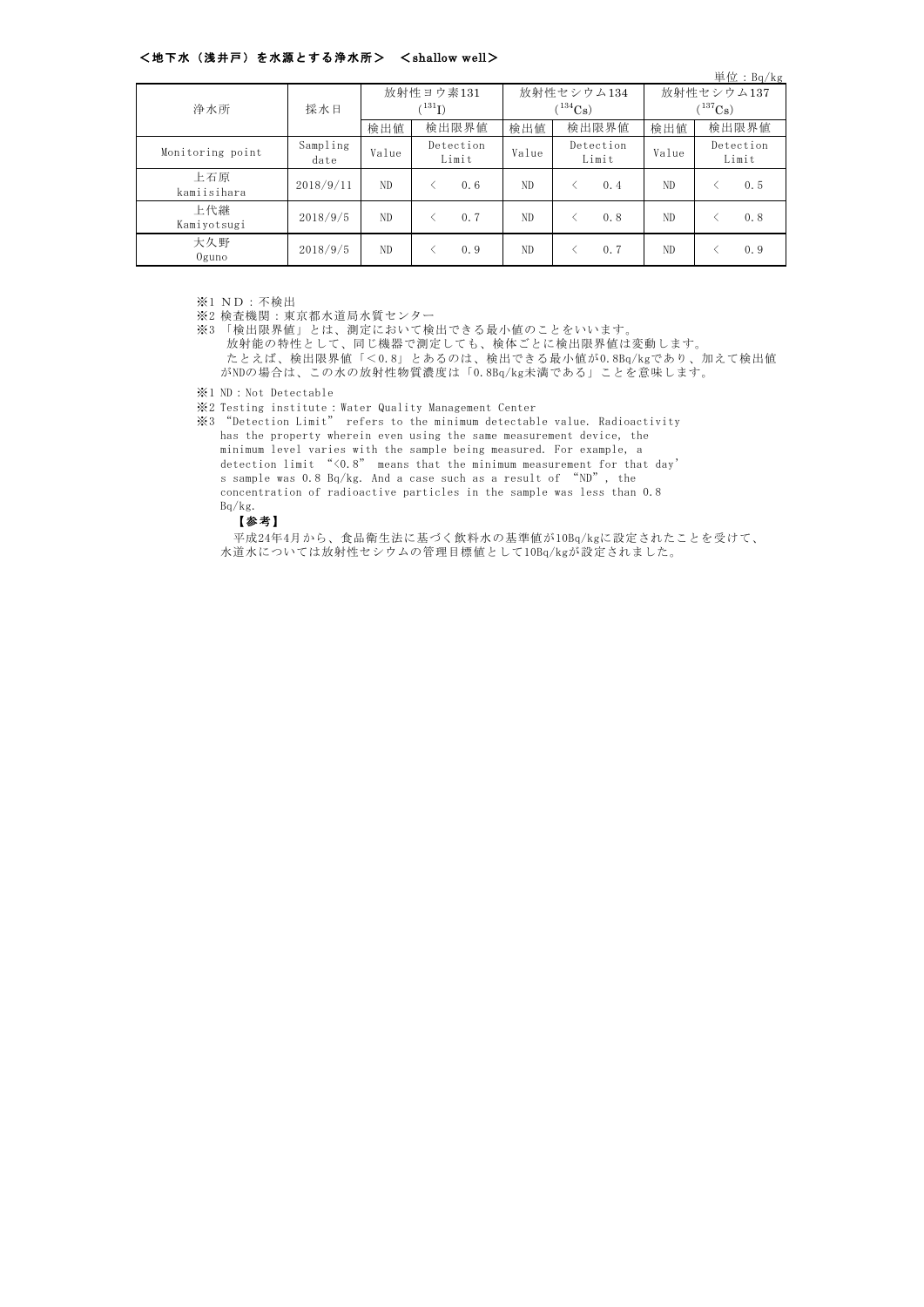### ＜地下水（浅井戸）を水源とする浄水所＞　＜shallow well＞

単位：Bq/kg

| 浄水所 | 採水日 | 放射性ヨウ素131 ($^{131}I$) | | 放射性セシウム134 ($^{134}Cs$) | | 放射性セシウム137 ($^{137}Cs$) | |
|---|---|---|---|---|---|---|---|
| | | 検出値 | 検出限界値 | 検出値 | 検出限界値 | 検出値 | 検出限界値 |
| Monitoring point | Sampling date | Value | Detection Limit | Value | Detection Limit | Value | Detection Limit |
| 上石原 kamiisihara | 2018/9/11 | ND | ＜　0.6 | ND | ＜　0.4 | ND | ＜　0.5 |
| 上代継 Kamiyotsugi | 2018/9/5 | ND | ＜　0.7 | ND | ＜　0.8 | ND | ＜　0.8 |
| 大久野 Oguno | 2018/9/5 | ND | ＜　0.9 | ND | ＜　0.7 | ND | ＜　0.9 |

※1 ＮＤ：不検出

※2 検査機関：東京都水道局水質センター

※3 「検出限界値」とは、測定において検出できる最小値のことをいいます。
放射能の特性として、同じ機器で測定しても、検体ごとに検出限界値は変動します。
たとえば、検出限界値「＜0.8」とあるのは、検出できる最小値が0.8Bq/kgであり、加えて検出値がNDの場合は、この水の放射性物質濃度は「0.8Bq/kg未満である」ことを意味します。

※1 ND：Not Detectable

※2 Testing institute：Water Quality Management Center

※3 "Detection Limit" refers to the minimum detectable value. Radioactivity has the property wherein even using the same measurement device, the minimum level varies with the sample being measured. For example, a detection limit "<0.8" means that the minimum measurement for that day's sample was 0.8 Bq/kg. And a case such as a result of "ND", the concentration of radioactive particles in the sample was less than 0.8 Bq/kg.

**【参考】**

平成24年4月から、食品衛生法に基づく飲料水の基準値が10Bq/kgに設定されたことを受けて、水道水については放射性セシウムの管理目標値として10Bq/kgが設定されました。